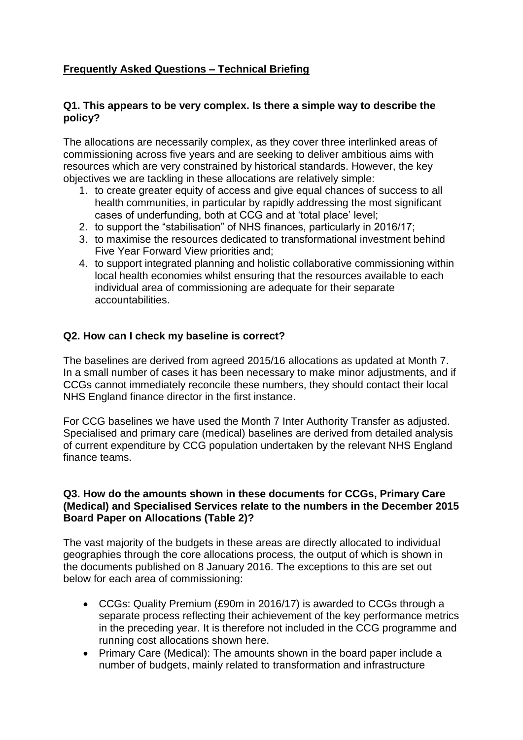# **Frequently Asked Questions – Technical Briefing**

### Q1. This appears to be very complex. Is there a simple way to describe the policy?

The allocations are necessarily complex, as they cover three interlinked areas of commissioning across five years and are seeking to deliver ambitious aims with resources which are very constrained by historical standards. However, the key objectives we are tackling in these allocations are relatively simple:

1. to create greater equity of access and give equal chances of success to all health communities, in particular by rapidly addressing the most significant cases of underfunding, both at CCG and at 'total place' level;
2. to support the "stabilisation" of NHS finances, particularly in 2016/17;
3. to maximise the resources dedicated to transformational investment behind Five Year Forward View priorities and;
4. to support integrated planning and holistic collaborative commissioning within local health economies whilst ensuring that the resources available to each individual area of commissioning are adequate for their separate accountabilities.

### Q2. How can I check my baseline is correct?

The baselines are derived from agreed 2015/16 allocations as updated at Month 7. In a small number of cases it has been necessary to make minor adjustments, and if CCGs cannot immediately reconcile these numbers, they should contact their local NHS England finance director in the first instance.

For CCG baselines we have used the Month 7 Inter Authority Transfer as adjusted. Specialised and primary care (medical) baselines are derived from detailed analysis of current expenditure by CCG population undertaken by the relevant NHS England finance teams.

### Q3. How do the amounts shown in these documents for CCGs, Primary Care (Medical) and Specialised Services relate to the numbers in the December 2015 Board Paper on Allocations (Table 2)?

The vast majority of the budgets in these areas are directly allocated to individual geographies through the core allocations process, the output of which is shown in the documents published on 8 January 2016. The exceptions to this are set out below for each area of commissioning:

- CCGs: Quality Premium (£90m in 2016/17) is awarded to CCGs through a separate process reflecting their achievement of the key performance metrics in the preceding year. It is therefore not included in the CCG programme and running cost allocations shown here.
- Primary Care (Medical): The amounts shown in the board paper include a number of budgets, mainly related to transformation and infrastructure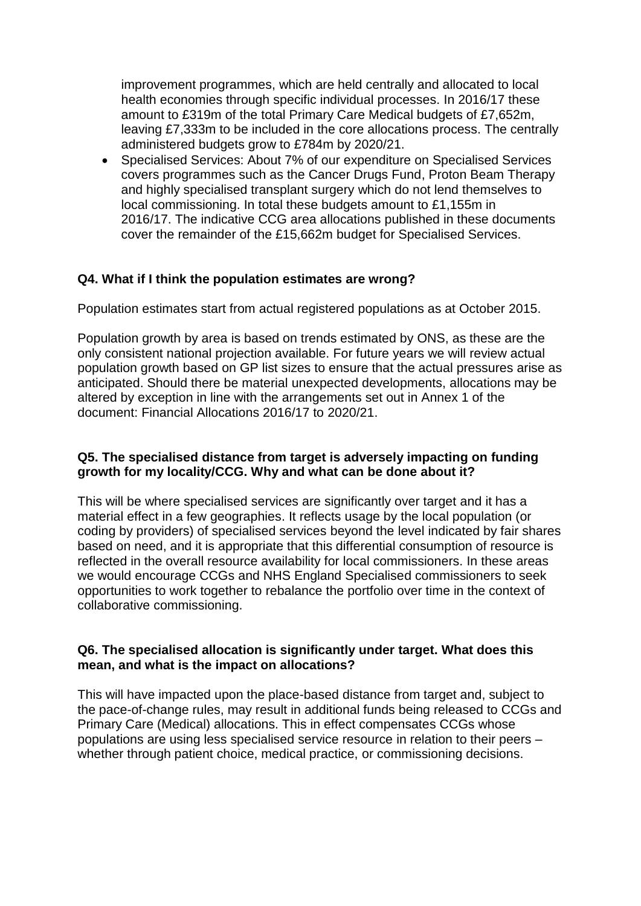improvement programmes, which are held centrally and allocated to local health economies through specific individual processes. In 2016/17 these amount to £319m of the total Primary Care Medical budgets of £7,652m, leaving £7,333m to be included in the core allocations process. The centrally administered budgets grow to £784m by 2020/21.

- Specialised Services: About 7% of our expenditure on Specialised Services covers programmes such as the Cancer Drugs Fund, Proton Beam Therapy and highly specialised transplant surgery which do not lend themselves to local commissioning. In total these budgets amount to £1,155m in 2016/17. The indicative CCG area allocations published in these documents cover the remainder of the £15,662m budget for Specialised Services.

**Q4. What if I think the population estimates are wrong?**

Population estimates start from actual registered populations as at October 2015.

Population growth by area is based on trends estimated by ONS, as these are the only consistent national projection available. For future years we will review actual population growth based on GP list sizes to ensure that the actual pressures arise as anticipated. Should there be material unexpected developments, allocations may be altered by exception in line with the arrangements set out in Annex 1 of the document: Financial Allocations 2016/17 to 2020/21.

**Q5. The specialised distance from target is adversely impacting on funding growth for my locality/CCG. Why and what can be done about it?**

This will be where specialised services are significantly over target and it has a material effect in a few geographies. It reflects usage by the local population (or coding by providers) of specialised services beyond the level indicated by fair shares based on need, and it is appropriate that this differential consumption of resource is reflected in the overall resource availability for local commissioners. In these areas we would encourage CCGs and NHS England Specialised commissioners to seek opportunities to work together to rebalance the portfolio over time in the context of collaborative commissioning.

**Q6. The specialised allocation is significantly under target. What does this mean, and what is the impact on allocations?**

This will have impacted upon the place-based distance from target and, subject to the pace-of-change rules, may result in additional funds being released to CCGs and Primary Care (Medical) allocations. This in effect compensates CCGs whose populations are using less specialised service resource in relation to their peers – whether through patient choice, medical practice, or commissioning decisions.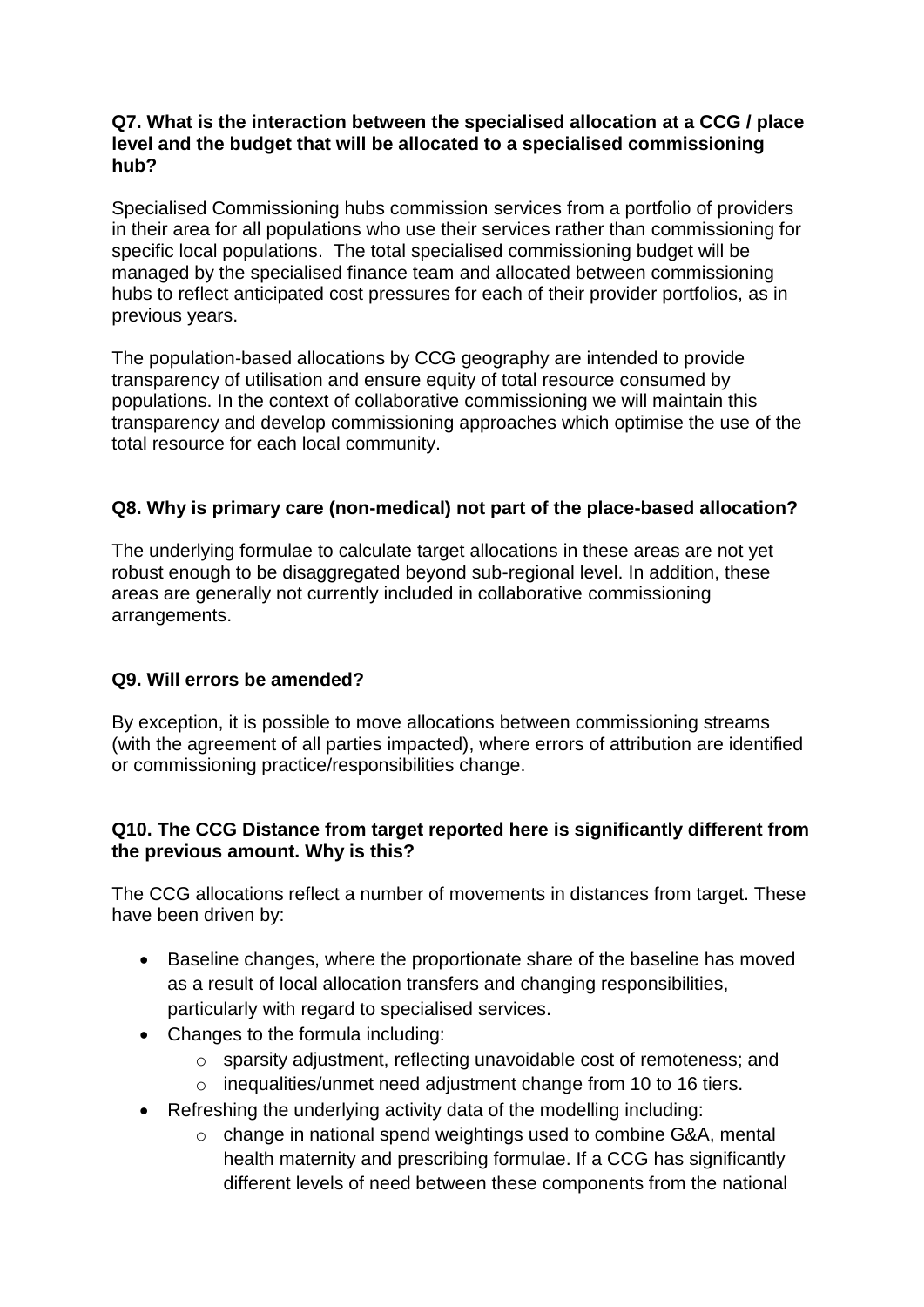**Q7. What is the interaction between the specialised allocation at a CCG / place level and the budget that will be allocated to a specialised commissioning hub?**

Specialised Commissioning hubs commission services from a portfolio of providers in their area for all populations who use their services rather than commissioning for specific local populations. The total specialised commissioning budget will be managed by the specialised finance team and allocated between commissioning hubs to reflect anticipated cost pressures for each of their provider portfolios, as in previous years.

The population-based allocations by CCG geography are intended to provide transparency of utilisation and ensure equity of total resource consumed by populations. In the context of collaborative commissioning we will maintain this transparency and develop commissioning approaches which optimise the use of the total resource for each local community.

**Q8. Why is primary care (non-medical) not part of the place-based allocation?**

The underlying formulae to calculate target allocations in these areas are not yet robust enough to be disaggregated beyond sub-regional level. In addition, these areas are generally not currently included in collaborative commissioning arrangements.

**Q9. Will errors be amended?**

By exception, it is possible to move allocations between commissioning streams (with the agreement of all parties impacted), where errors of attribution are identified or commissioning practice/responsibilities change.

**Q10. The CCG Distance from target reported here is significantly different from the previous amount. Why is this?**

The CCG allocations reflect a number of movements in distances from target. These have been driven by:

- Baseline changes, where the proportionate share of the baseline has moved as a result of local allocation transfers and changing responsibilities, particularly with regard to specialised services.
- Changes to the formula including:
  - sparsity adjustment, reflecting unavoidable cost of remoteness; and
  - inequalities/unmet need adjustment change from 10 to 16 tiers.
- Refreshing the underlying activity data of the modelling including:
  - change in national spend weightings used to combine G&A, mental health maternity and prescribing formulae. If a CCG has significantly different levels of need between these components from the national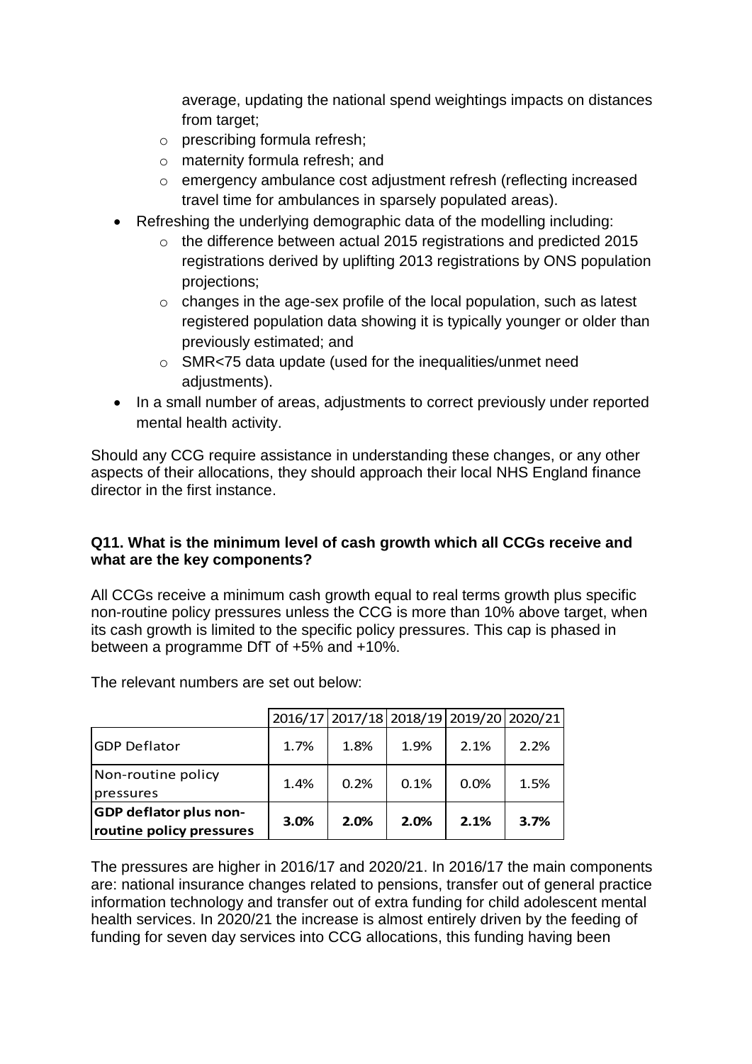average, updating the national spend weightings impacts on distances from target;
    - prescribing formula refresh;
    - maternity formula refresh; and
    - emergency ambulance cost adjustment refresh (reflecting increased travel time for ambulances in sparsely populated areas).
- Refreshing the underlying demographic data of the modelling including:
    - the difference between actual 2015 registrations and predicted 2015 registrations derived by uplifting 2013 registrations by ONS population projections;
    - changes in the age-sex profile of the local population, such as latest registered population data showing it is typically younger or older than previously estimated; and
    - SMR<75 data update (used for the inequalities/unmet need adjustments).
- In a small number of areas, adjustments to correct previously under reported mental health activity.

Should any CCG require assistance in understanding these changes, or any other aspects of their allocations, they should approach their local NHS England finance director in the first instance.

**Q11. What is the minimum level of cash growth which all CCGs receive and what are the key components?**

All CCGs receive a minimum cash growth equal to real terms growth plus specific non-routine policy pressures unless the CCG is more than 10% above target, when its cash growth is limited to the specific policy pressures. This cap is phased in between a programme DfT of +5% and +10%.

The relevant numbers are set out below:

| | 2016/17 | 2017/18 | 2018/19 | 2019/20 | 2020/21 |
|---|---|---|---|---|---|
| GDP Deflator | 1.7% | 1.8% | 1.9% | 2.1% | 2.2% |
| Non-routine policy pressures | 1.4% | 0.2% | 0.1% | 0.0% | 1.5% |
| **GDP deflator plus non-routine policy pressures** | **3.0%** | **2.0%** | **2.0%** | **2.1%** | **3.7%** |

The pressures are higher in 2016/17 and 2020/21. In 2016/17 the main components are: national insurance changes related to pensions, transfer out of general practice information technology and transfer out of extra funding for child adolescent mental health services. In 2020/21 the increase is almost entirely driven by the feeding of funding for seven day services into CCG allocations, this funding having been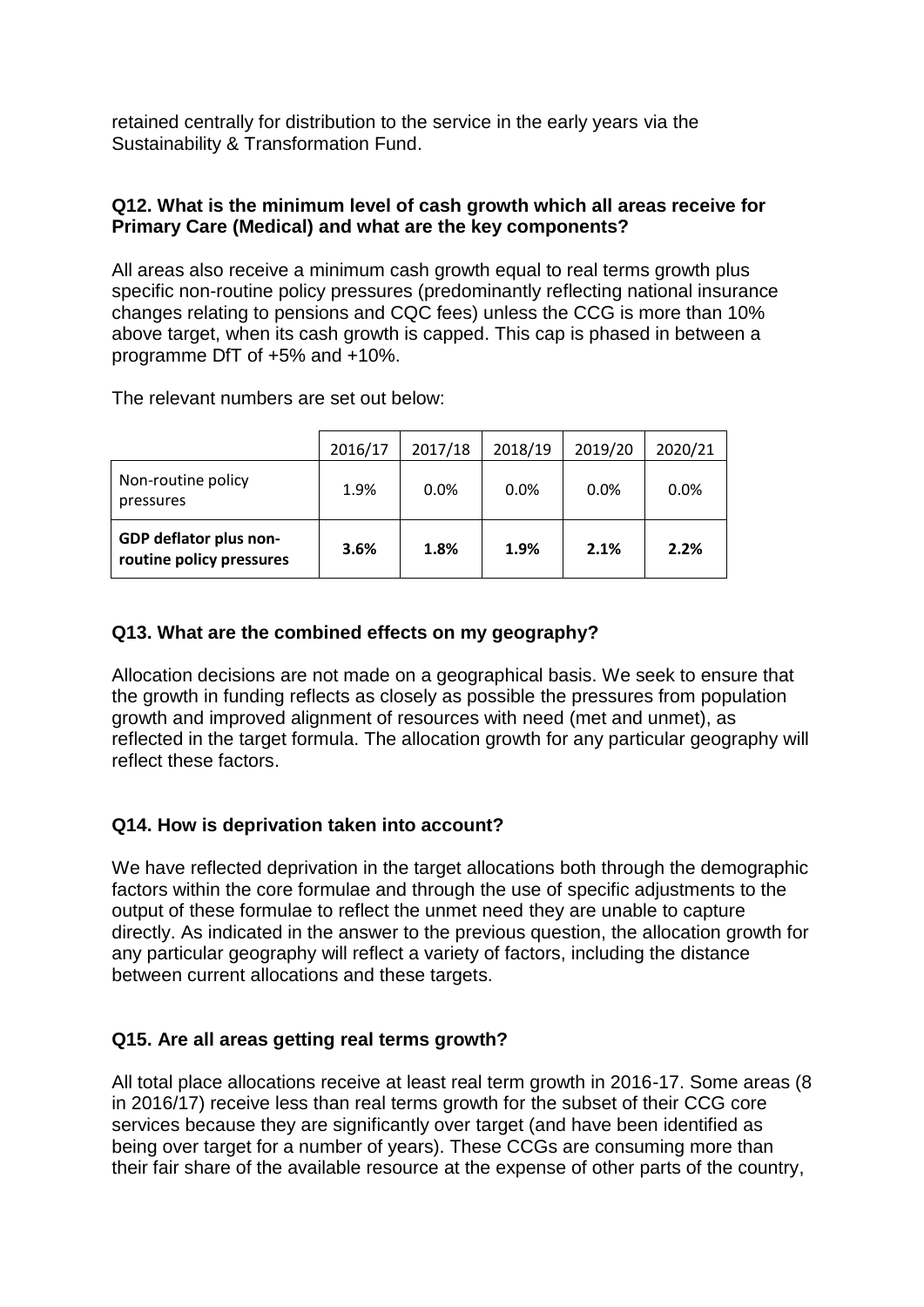retained centrally for distribution to the service in the early years via the Sustainability & Transformation Fund.

**Q12. What is the minimum level of cash growth which all areas receive for Primary Care (Medical) and what are the key components?**

All areas also receive a minimum cash growth equal to real terms growth plus specific non-routine policy pressures (predominantly reflecting national insurance changes relating to pensions and CQC fees) unless the CCG is more than 10% above target, when its cash growth is capped. This cap is phased in between a programme DfT of +5% and +10%.

The relevant numbers are set out below:

| | 2016/17 | 2017/18 | 2018/19 | 2019/20 | 2020/21 |
|---|---|---|---|---|---|
| Non-routine policy pressures | 1.9% | 0.0% | 0.0% | 0.0% | 0.0% |
| **GDP deflator plus non-routine policy pressures** | **3.6%** | **1.8%** | **1.9%** | **2.1%** | **2.2%** |

**Q13. What are the combined effects on my geography?**

Allocation decisions are not made on a geographical basis. We seek to ensure that the growth in funding reflects as closely as possible the pressures from population growth and improved alignment of resources with need (met and unmet), as reflected in the target formula. The allocation growth for any particular geography will reflect these factors.

**Q14. How is deprivation taken into account?**

We have reflected deprivation in the target allocations both through the demographic factors within the core formulae and through the use of specific adjustments to the output of these formulae to reflect the unmet need they are unable to capture directly. As indicated in the answer to the previous question, the allocation growth for any particular geography will reflect a variety of factors, including the distance between current allocations and these targets.

**Q15. Are all areas getting real terms growth?**

All total place allocations receive at least real term growth in 2016-17. Some areas (8 in 2016/17) receive less than real terms growth for the subset of their CCG core services because they are significantly over target (and have been identified as being over target for a number of years). These CCGs are consuming more than their fair share of the available resource at the expense of other parts of the country,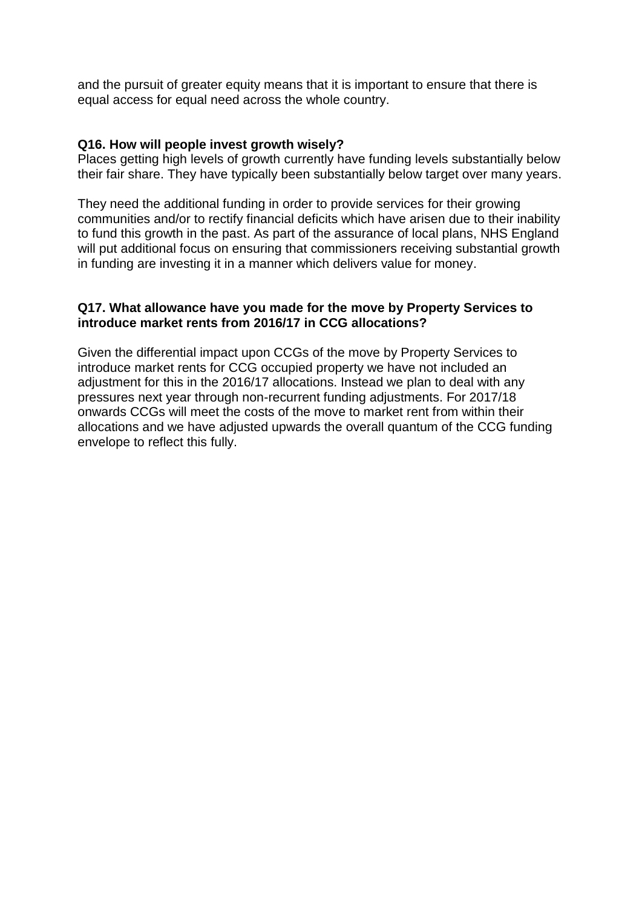and the pursuit of greater equity means that it is important to ensure that there is equal access for equal need across the whole country.

**Q16. How will people invest growth wisely?**

Places getting high levels of growth currently have funding levels substantially below their fair share. They have typically been substantially below target over many years.

They need the additional funding in order to provide services for their growing communities and/or to rectify financial deficits which have arisen due to their inability to fund this growth in the past. As part of the assurance of local plans, NHS England will put additional focus on ensuring that commissioners receiving substantial growth in funding are investing it in a manner which delivers value for money.

**Q17. What allowance have you made for the move by Property Services to introduce market rents from 2016/17 in CCG allocations?**

Given the differential impact upon CCGs of the move by Property Services to introduce market rents for CCG occupied property we have not included an adjustment for this in the 2016/17 allocations. Instead we plan to deal with any pressures next year through non-recurrent funding adjustments. For 2017/18 onwards CCGs will meet the costs of the move to market rent from within their allocations and we have adjusted upwards the overall quantum of the CCG funding envelope to reflect this fully.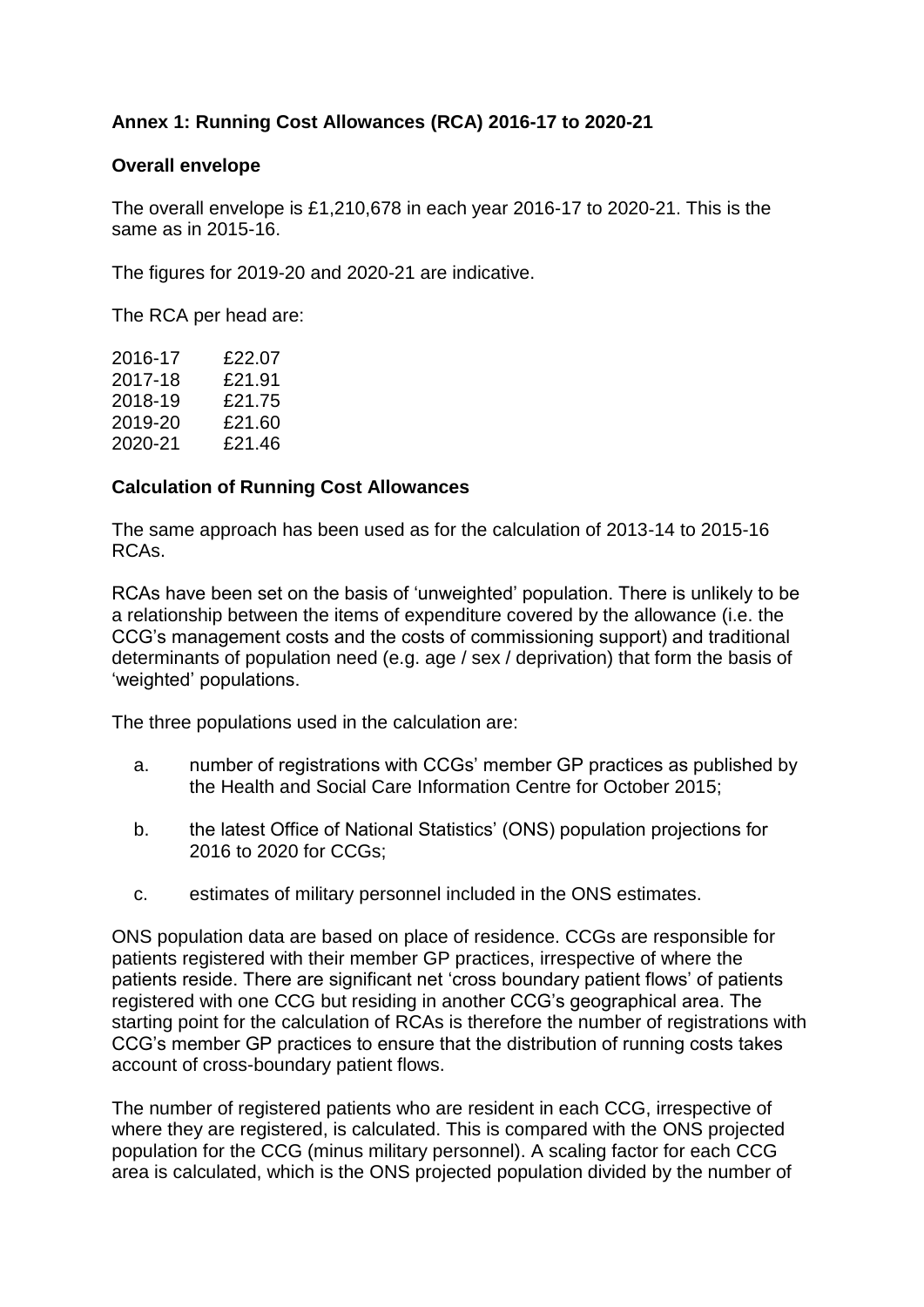**Annex 1: Running Cost Allowances (RCA) 2016-17 to 2020-21**

**Overall envelope**

The overall envelope is £1,210,678 in each year 2016-17 to 2020-21. This is the same as in 2015-16.

The figures for 2019-20 and 2020-21 are indicative.

The RCA per head are:

| | |
|---|---|
| 2016-17 | £22.07 |
| 2017-18 | £21.91 |
| 2018-19 | £21.75 |
| 2019-20 | £21.60 |
| 2020-21 | £21.46 |

**Calculation of Running Cost Allowances**

The same approach has been used as for the calculation of 2013-14 to 2015-16 RCAs.

RCAs have been set on the basis of 'unweighted' population. There is unlikely to be a relationship between the items of expenditure covered by the allowance (i.e. the CCG's management costs and the costs of commissioning support) and traditional determinants of population need (e.g. age / sex / deprivation) that form the basis of 'weighted' populations.

The three populations used in the calculation are:

a. number of registrations with CCGs' member GP practices as published by the Health and Social Care Information Centre for October 2015;

b. the latest Office of National Statistics' (ONS) population projections for 2016 to 2020 for CCGs;

c. estimates of military personnel included in the ONS estimates.

ONS population data are based on place of residence. CCGs are responsible for patients registered with their member GP practices, irrespective of where the patients reside. There are significant net 'cross boundary patient flows' of patients registered with one CCG but residing in another CCG's geographical area. The starting point for the calculation of RCAs is therefore the number of registrations with CCG's member GP practices to ensure that the distribution of running costs takes account of cross-boundary patient flows.

The number of registered patients who are resident in each CCG, irrespective of where they are registered, is calculated. This is compared with the ONS projected population for the CCG (minus military personnel). A scaling factor for each CCG area is calculated, which is the ONS projected population divided by the number of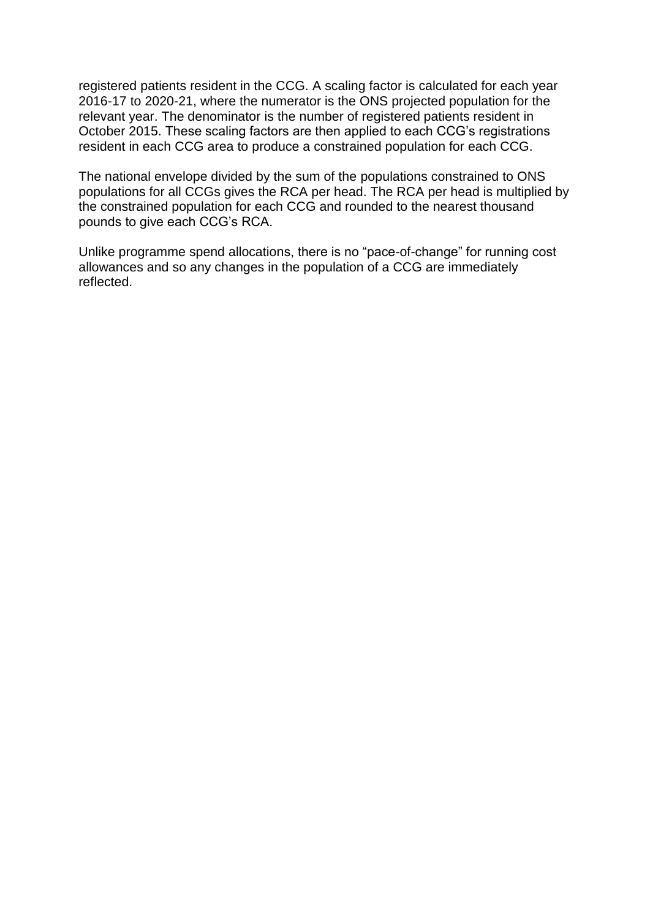registered patients resident in the CCG. A scaling factor is calculated for each year 2016-17 to 2020-21, where the numerator is the ONS projected population for the relevant year. The denominator is the number of registered patients resident in October 2015. These scaling factors are then applied to each CCG's registrations resident in each CCG area to produce a constrained population for each CCG.

The national envelope divided by the sum of the populations constrained to ONS populations for all CCGs gives the RCA per head. The RCA per head is multiplied by the constrained population for each CCG and rounded to the nearest thousand pounds to give each CCG's RCA.

Unlike programme spend allocations, there is no "pace-of-change" for running cost allowances and so any changes in the population of a CCG are immediately reflected.